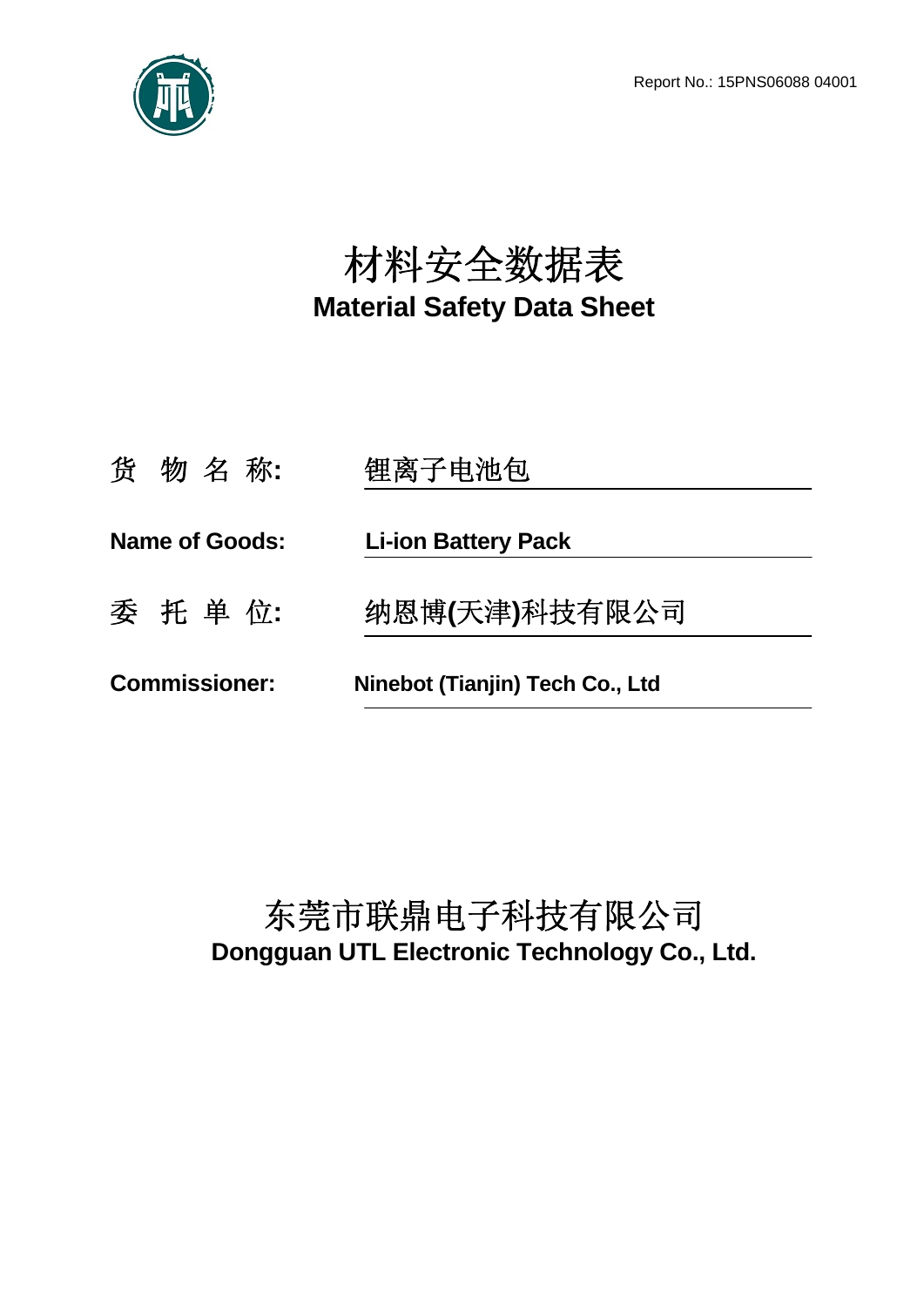Report No.: 15PNS06088 04001

# 材料安全数据表
# Material Safety Data Sheet

货 物 名 称**:** 锂离子电池包

**Name of Goods:** **Li-ion Battery Pack**

委 托 单 位**:** 纳恩博**(**天津**)**科技有限公司

**Commissioner:** **Ninebot (Tianjin) Tech Co., Ltd**

## 东莞市联鼎电子科技有限公司
## Dongguan UTL Electronic Technology Co., Ltd.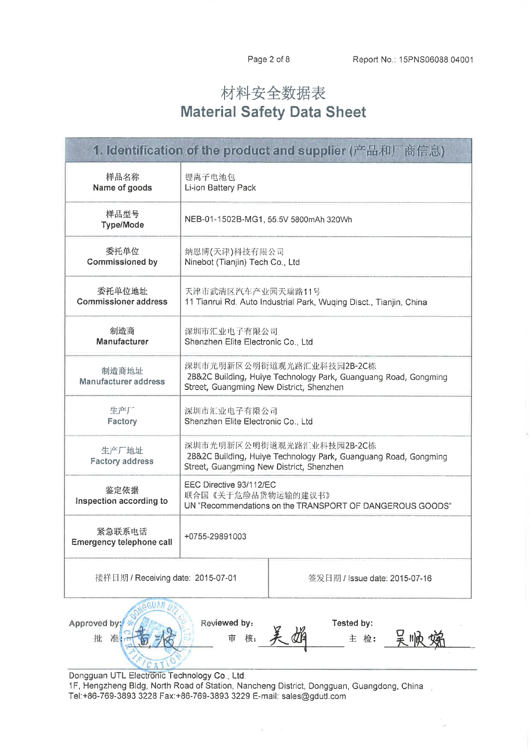# 材料安全数据表
# Material Safety Data Sheet

| 1. Identification of the product and supplier (产品和厂商信息) | | |
|---|---|---|
| 样品名称<br>Name of goods | 锂离子电池包<br>Li-ion Battery Pack | |
| 样品型号<br>Type/Mode | NEB-01-1502B-MG1, 55.5V 5800mAh 320Wh | |
| 委托单位<br>Commissioned by | 纳恩博(天津)科技有限公司<br>Ninebot (Tianjin) Tech Co., Ltd | |
| 委托单位地址<br>Commissioner address | 天津市武清区汽车产业园天瑞路11号<br>11 Tianrui Rd. Auto Industrial Park, Wuqing Disct., Tianjin, China | |
| 制造商<br>Manufacturer | 深圳市汇业电子有限公司<br>Shenzhen Elite Electronic Co., Ltd | |
| 制造商地址<br>Manufacturer address | 深圳市光明新区公明街道观光路汇业科技园2B-2C栋<br>2B&2C Building, Huiye Technology Park, Guanguang Road, Gongming Street, Guangming New District, Shenzhen | |
| 生产厂<br>Factory | 深圳市汇业电子有限公司<br>Shenzhen Elite Electronic Co., Ltd | |
| 生产厂地址<br>Factory address | 深圳市光明新区公明街道观光路汇业科技园2B-2C栋<br>2B&2C Building, Huiye Technology Park, Guanguang Road, Gongming Street, Guangming New District, Shenzhen | |
| 鉴定依据<br>Inspection according to | EEC Directive 93/112/EC<br>联合国《关于危险品货物运输的建议书》<br>UN "Recommendations on the TRANSPORT OF DANGEROUS GOODS" | |
| 紧急联系电话<br>Emergency telephone call | +0755-29891003 | |
| 接样日期 / Receiving date: 2015-07-01 | | 签发日期 / Issue date: 2015-07-16 |

Approved by: 批 准: 黄波　　Reviewed by: 审 核: 吴娟　　Tested by: 主 检: 吴顺娣

Dongguan UTL Electronic Technology Co., Ltd.
1F, Hengzheng Bldg, North Road of Station, Nancheng District, Dongguan, Guangdong, China
Tel:+86-769-3893 3228 Fax:+86-769-3893 3229 E-mail: sales@gdutl.com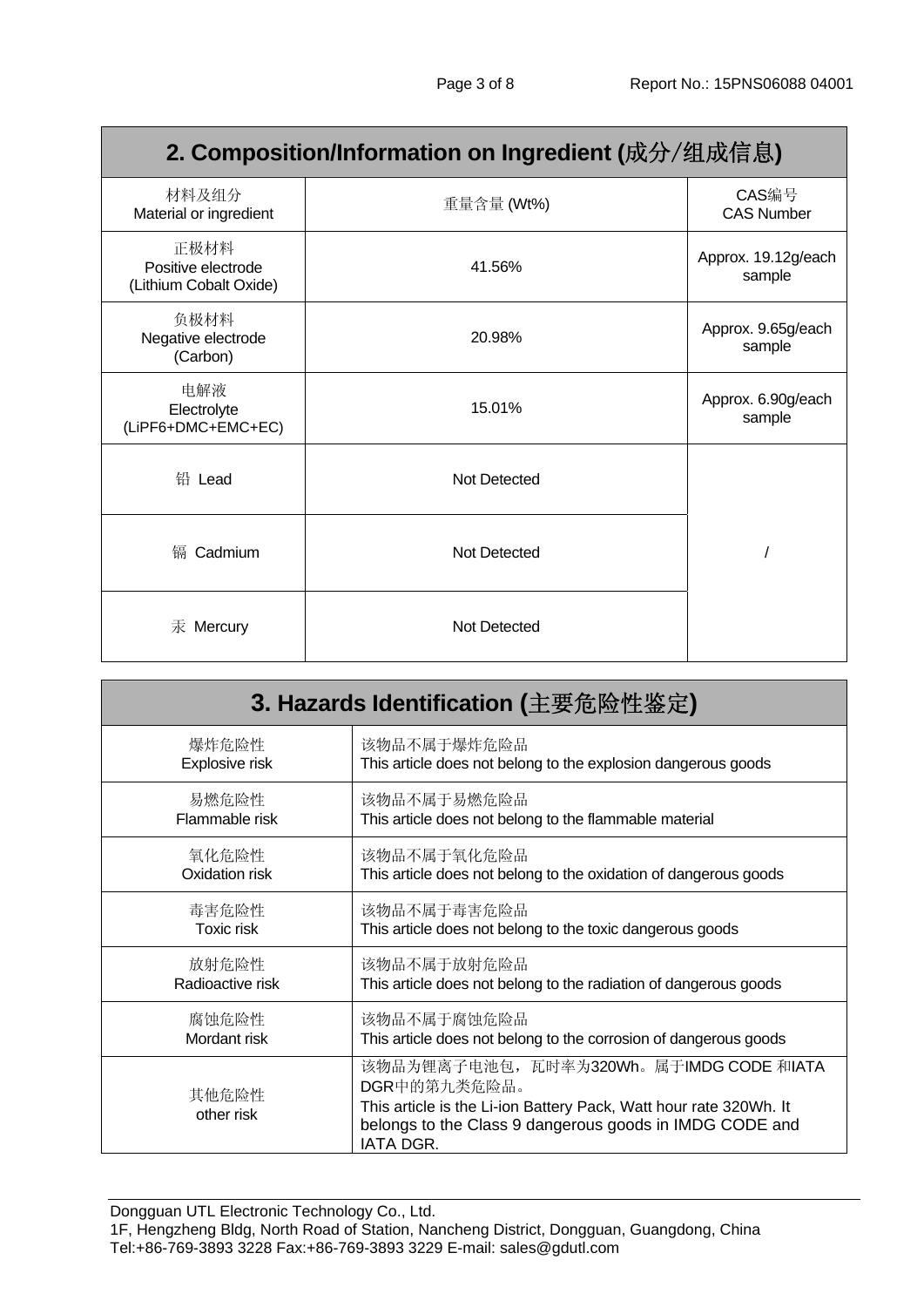## 2. Composition/Information on Ingredient (成分/组成信息)

| 材料及组分<br>Material or ingredient | 重量含量 (Wt%) | CAS编号<br>CAS Number |
|---|---|---|
| 正极材料<br>Positive electrode<br>(Lithium Cobalt Oxide) | 41.56% | Approx. 19.12g/each sample |
| 负极材料<br>Negative electrode<br>(Carbon) | 20.98% | Approx. 9.65g/each sample |
| 电解液<br>Electrolyte<br>(LiPF6+DMC+EMC+EC) | 15.01% | Approx. 6.90g/each sample |
| 铅 Lead | Not Detected | / |
| 镉 Cadmium | Not Detected | |
| 汞 Mercury | Not Detected | |

## 3. Hazards Identification (主要危险性鉴定)

| | |
|---|---|
| 爆炸危险性<br>Explosive risk | 该物品不属于爆炸危险品<br>This article does not belong to the explosion dangerous goods |
| 易燃危险性<br>Flammable risk | 该物品不属于易燃危险品<br>This article does not belong to the flammable material |
| 氧化危险性<br>Oxidation risk | 该物品不属于氧化危险品<br>This article does not belong to the oxidation of dangerous goods |
| 毒害危险性<br>Toxic risk | 该物品不属于毒害危险品<br>This article does not belong to the toxic dangerous goods |
| 放射危险性<br>Radioactive risk | 该物品不属于放射危险品<br>This article does not belong to the radiation of dangerous goods |
| 腐蚀危险性<br>Mordant risk | 该物品不属于腐蚀危险品<br>This article does not belong to the corrosion of dangerous goods |
| 其他危险性<br>other risk | 该物品为锂离子电池包，瓦时率为320Wh。属于IMDG CODE 和IATA DGR中的第九类危险品。<br>This article is the Li-ion Battery Pack, Watt hour rate 320Wh. It belongs to the Class 9 dangerous goods in IMDG CODE and IATA DGR. |

Dongguan UTL Electronic Technology Co., Ltd.
1F, Hengzheng Bldg, North Road of Station, Nancheng District, Dongguan, Guangdong, China
Tel:+86-769-3893 3228 Fax:+86-769-3893 3229 E-mail: sales@gdutl.com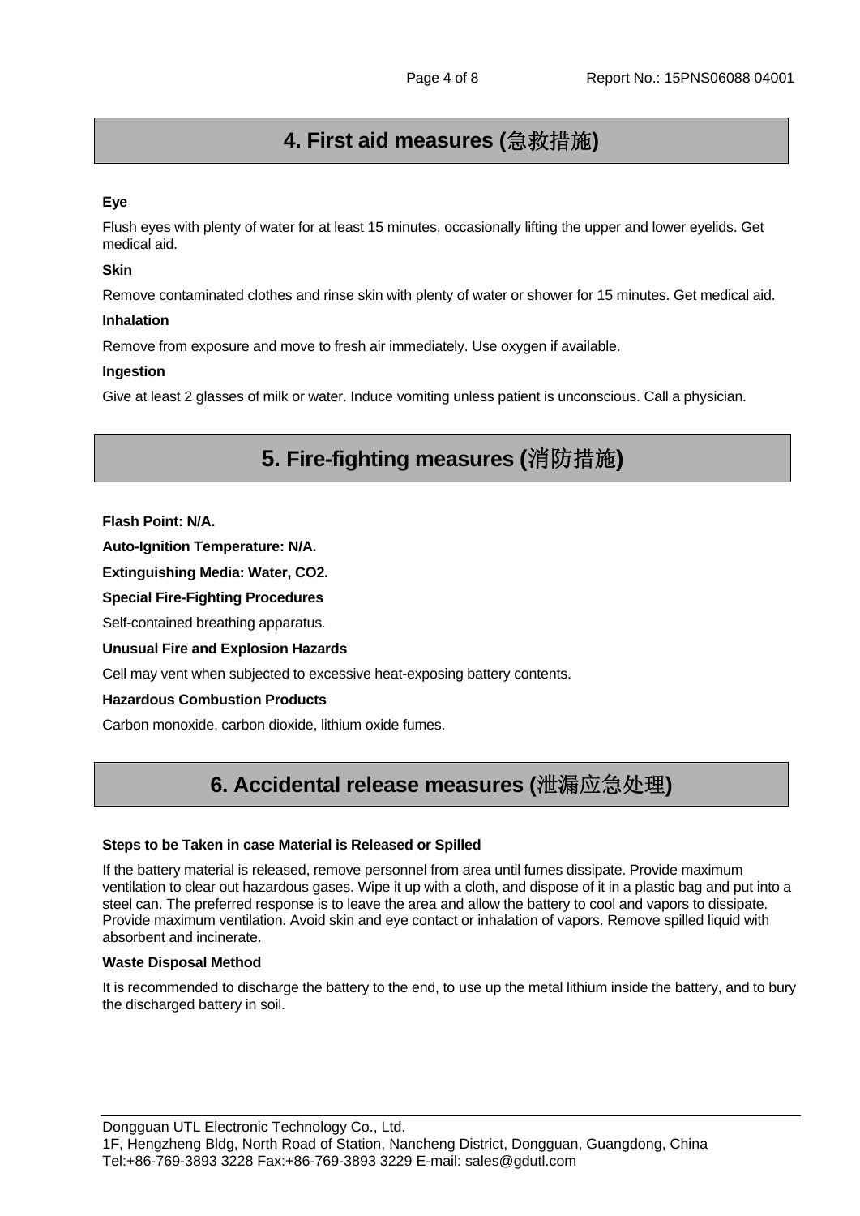## 4. First aid measures (急救措施)

**Eye**

Flush eyes with plenty of water for at least 15 minutes, occasionally lifting the upper and lower eyelids. Get medical aid.

**Skin**

Remove contaminated clothes and rinse skin with plenty of water or shower for 15 minutes. Get medical aid.

**Inhalation**

Remove from exposure and move to fresh air immediately. Use oxygen if available.

**Ingestion**

Give at least 2 glasses of milk or water. Induce vomiting unless patient is unconscious. Call a physician.

## 5. Fire-fighting measures (消防措施)

**Flash Point: N/A.**

**Auto-Ignition Temperature: N/A.**

**Extinguishing Media: Water, $CO_2$.**

**Special Fire-Fighting Procedures**

Self-contained breathing apparatus.

**Unusual Fire and Explosion Hazards**

Cell may vent when subjected to excessive heat-exposing battery contents.

**Hazardous Combustion Products**

Carbon monoxide, carbon dioxide, lithium oxide fumes.

## 6. Accidental release measures (泄漏应急处理)

**Steps to be Taken in case Material is Released or Spilled**

If the battery material is released, remove personnel from area until fumes dissipate. Provide maximum ventilation to clear out hazardous gases. Wipe it up with a cloth, and dispose of it in a plastic bag and put into a steel can. The preferred response is to leave the area and allow the battery to cool and vapors to dissipate. Provide maximum ventilation. Avoid skin and eye contact or inhalation of vapors. Remove spilled liquid with absorbent and incinerate.

**Waste Disposal Method**

It is recommended to discharge the battery to the end, to use up the metal lithium inside the battery, and to bury the discharged battery in soil.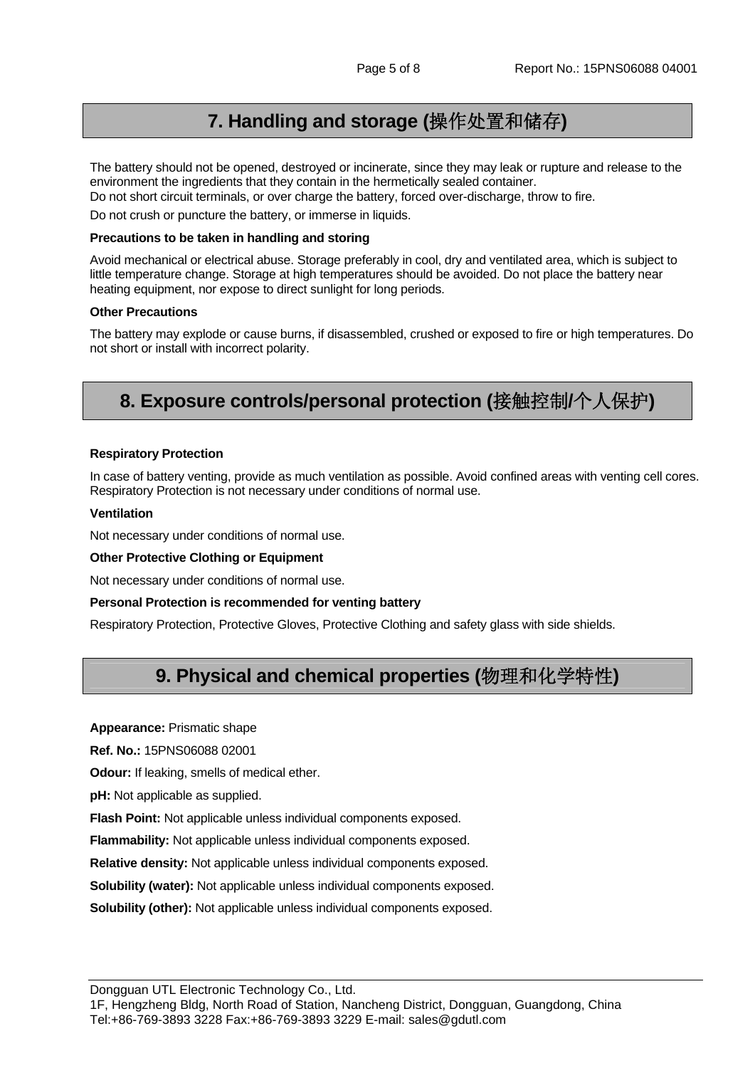## 7. Handling and storage (操作处置和储存)

The battery should not be opened, destroyed or incinerate, since they may leak or rupture and release to the environment the ingredients that they contain in the hermetically sealed container.
Do not short circuit terminals, or over charge the battery, forced over-discharge, throw to fire.

Do not crush or puncture the battery, or immerse in liquids.

**Precautions to be taken in handling and storing**

Avoid mechanical or electrical abuse. Storage preferably in cool, dry and ventilated area, which is subject to little temperature change. Storage at high temperatures should be avoided. Do not place the battery near heating equipment, nor expose to direct sunlight for long periods.

**Other Precautions**

The battery may explode or cause burns, if disassembled, crushed or exposed to fire or high temperatures. Do not short or install with incorrect polarity.

## 8. Exposure controls/personal protection (接触控制/个人保护)

**Respiratory Protection**

In case of battery venting, provide as much ventilation as possible. Avoid confined areas with venting cell cores. Respiratory Protection is not necessary under conditions of normal use.

**Ventilation**

Not necessary under conditions of normal use.

**Other Protective Clothing or Equipment**

Not necessary under conditions of normal use.

**Personal Protection is recommended for venting battery**

Respiratory Protection, Protective Gloves, Protective Clothing and safety glass with side shields.

## 9. Physical and chemical properties (物理和化学特性)

**Appearance:** Prismatic shape

**Ref. No.:** 15PNS06088 02001

**Odour:** If leaking, smells of medical ether.

**pH:** Not applicable as supplied.

**Flash Point:** Not applicable unless individual components exposed.

**Flammability:** Not applicable unless individual components exposed.

**Relative density:** Not applicable unless individual components exposed.

**Solubility (water):** Not applicable unless individual components exposed.

**Solubility (other):** Not applicable unless individual components exposed.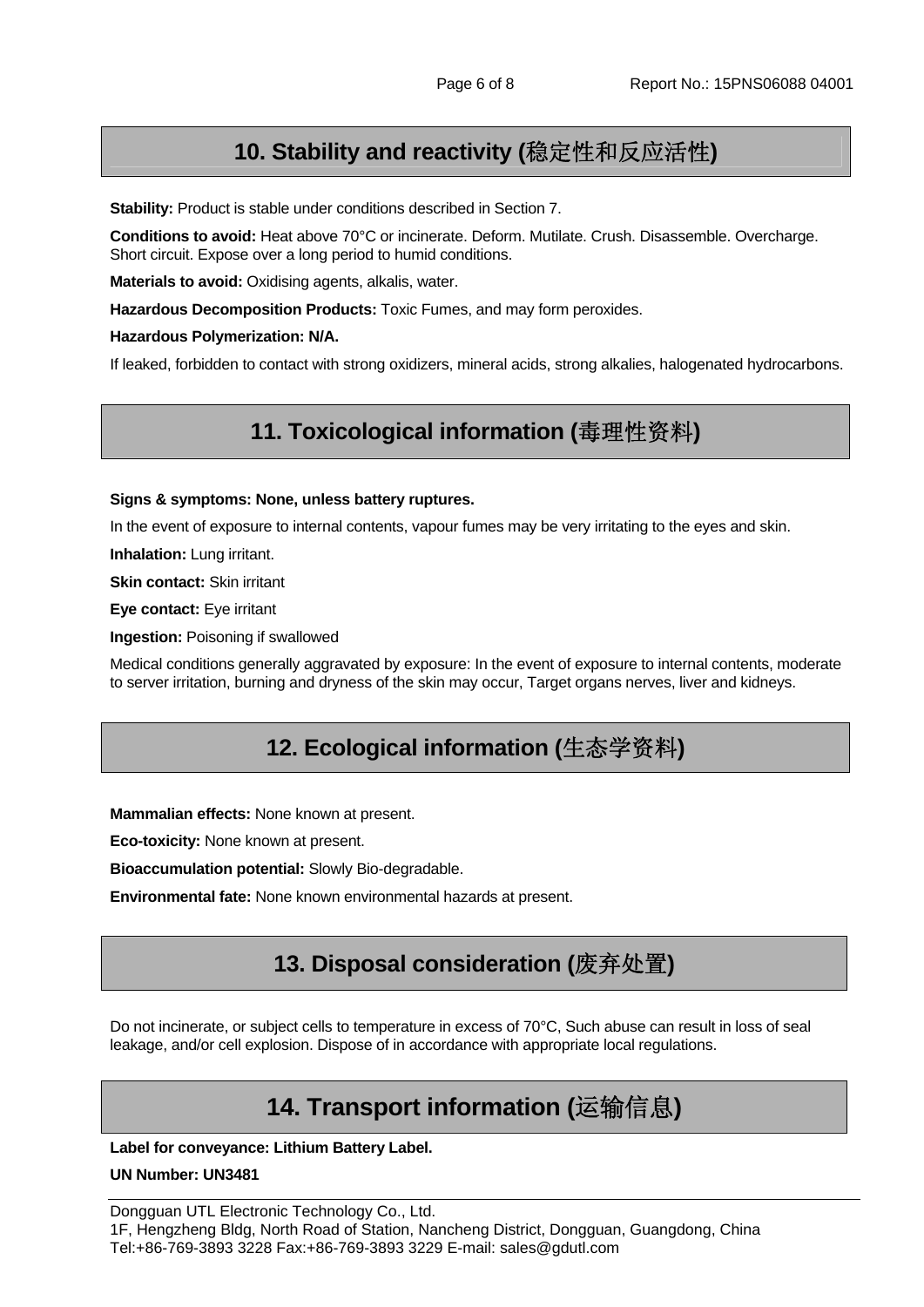## 10. Stability and reactivity (稳定性和反应活性)

**Stability:** Product is stable under conditions described in Section 7.

**Conditions to avoid:** Heat above 70°C or incinerate. Deform. Mutilate. Crush. Disassemble. Overcharge. Short circuit. Expose over a long period to humid conditions.

**Materials to avoid:** Oxidising agents, alkalis, water.

**Hazardous Decomposition Products:** Toxic Fumes, and may form peroxides.

**Hazardous Polymerization: N/A.**

If leaked, forbidden to contact with strong oxidizers, mineral acids, strong alkalies, halogenated hydrocarbons.

## 11. Toxicological information (毒理性资料)

**Signs & symptoms: None, unless battery ruptures.**

In the event of exposure to internal contents, vapour fumes may be very irritating to the eyes and skin.

**Inhalation:** Lung irritant.

**Skin contact:** Skin irritant

**Eye contact:** Eye irritant

**Ingestion:** Poisoning if swallowed

Medical conditions generally aggravated by exposure: In the event of exposure to internal contents, moderate to server irritation, burning and dryness of the skin may occur, Target organs nerves, liver and kidneys.

## 12. Ecological information (生态学资料)

**Mammalian effects:** None known at present.

**Eco-toxicity:** None known at present.

**Bioaccumulation potential:** Slowly Bio-degradable.

**Environmental fate:** None known environmental hazards at present.

## 13. Disposal consideration (废弃处置)

Do not incinerate, or subject cells to temperature in excess of 70°C, Such abuse can result in loss of seal leakage, and/or cell explosion. Dispose of in accordance with appropriate local regulations.

## 14. Transport information (运输信息)

**Label for conveyance: Lithium Battery Label.**

**UN Number: UN3481**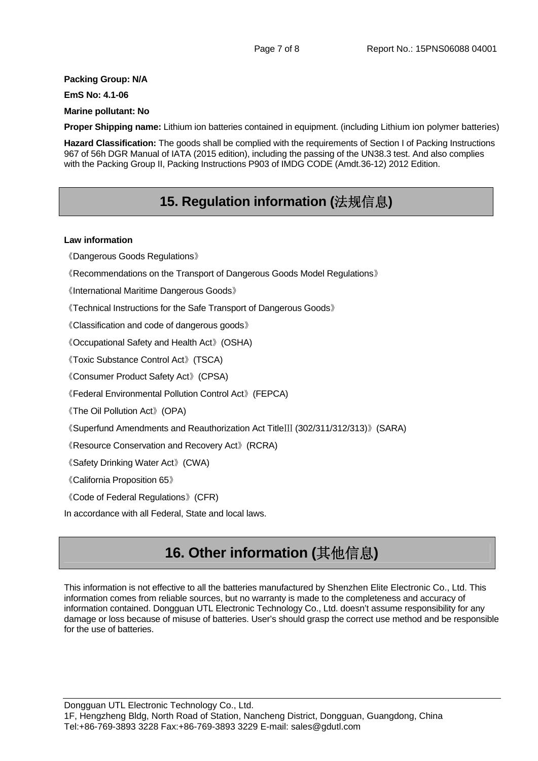**Packing Group: N/A**

**EmS No: 4.1-06**

**Marine pollutant: No**

**Proper Shipping name:** Lithium ion batteries contained in equipment. (including Lithium ion polymer batteries)

**Hazard Classification:** The goods shall be complied with the requirements of Section I of Packing Instructions 967 of 56h DGR Manual of IATA (2015 edition), including the passing of the UN38.3 test. And also complies with the Packing Group II, Packing Instructions P903 of IMDG CODE (Amdt.36-12) 2012 Edition.

## 15. Regulation information (法规信息)

**Law information**

《Dangerous Goods Regulations》

《Recommendations on the Transport of Dangerous Goods Model Regulations》

《International Maritime Dangerous Goods》

《Technical Instructions for the Safe Transport of Dangerous Goods》

《Classification and code of dangerous goods》

《Occupational Safety and Health Act》(OSHA)

《Toxic Substance Control Act》(TSCA)

《Consumer Product Safety Act》(CPSA)

《Federal Environmental Pollution Control Act》(FEPCA)

《The Oil Pollution Act》(OPA)

《Superfund Amendments and Reauthorization Act TitleⅢ (302/311/312/313)》(SARA)

《Resource Conservation and Recovery Act》(RCRA)

《Safety Drinking Water Act》(CWA)

《California Proposition 65》

《Code of Federal Regulations》(CFR)

In accordance with all Federal, State and local laws.

## 16. Other information (其他信息)

This information is not effective to all the batteries manufactured by Shenzhen Elite Electronic Co., Ltd. This information comes from reliable sources, but no warranty is made to the completeness and accuracy of information contained. Dongguan UTL Electronic Technology Co., Ltd. doesn't assume responsibility for any damage or loss because of misuse of batteries. User's should grasp the correct use method and be responsible for the use of batteries.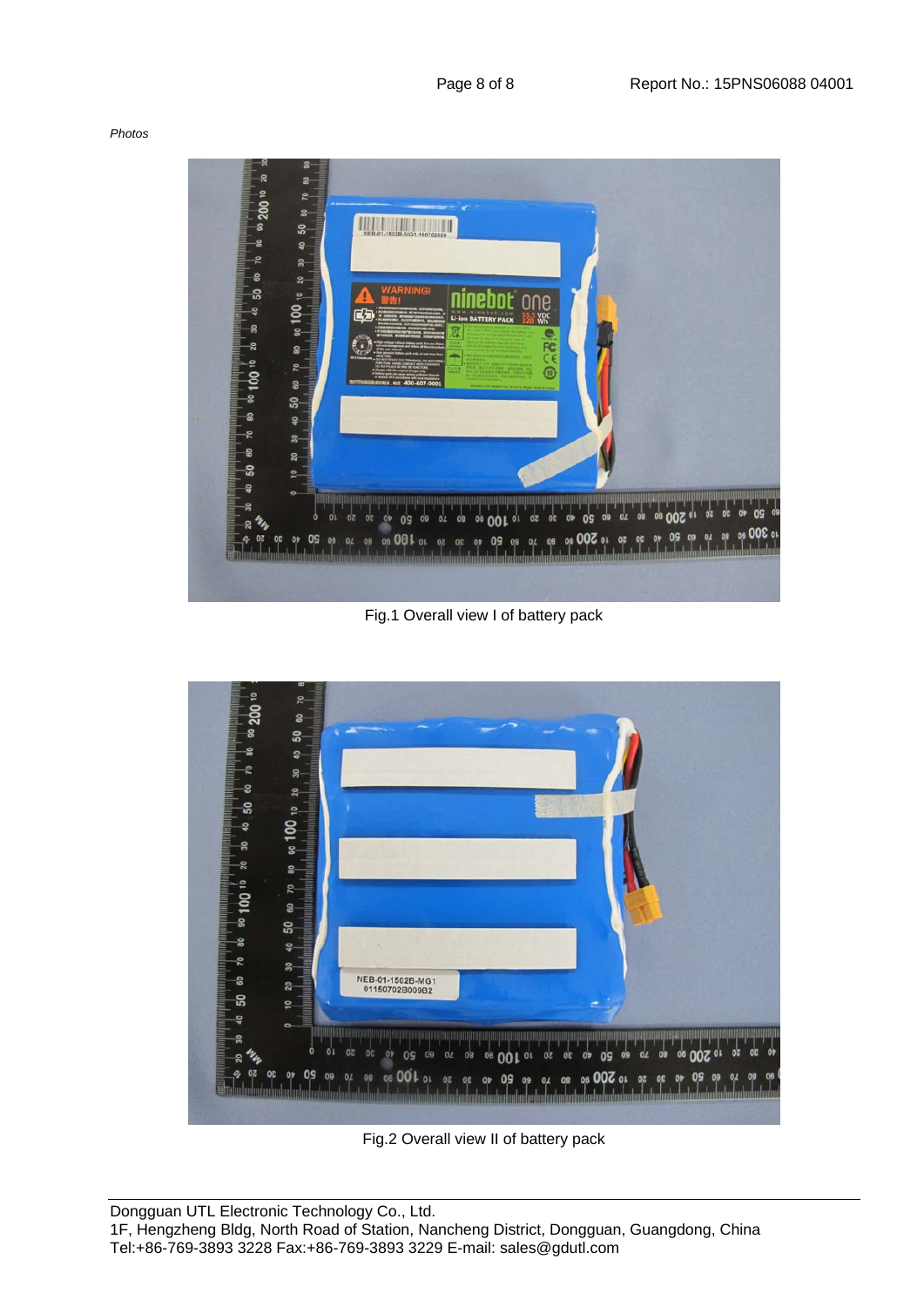*Photos*

Fig.1 Overall view I of battery pack

Fig.2 Overall view II of battery pack

Dongguan UTL Electronic Technology Co., Ltd.
1F, Hengzheng Bldg, North Road of Station, Nancheng District, Dongguan, Guangdong, China
Tel:+86-769-3893 3228 Fax:+86-769-3893 3229 E-mail: sales@gdutl.com